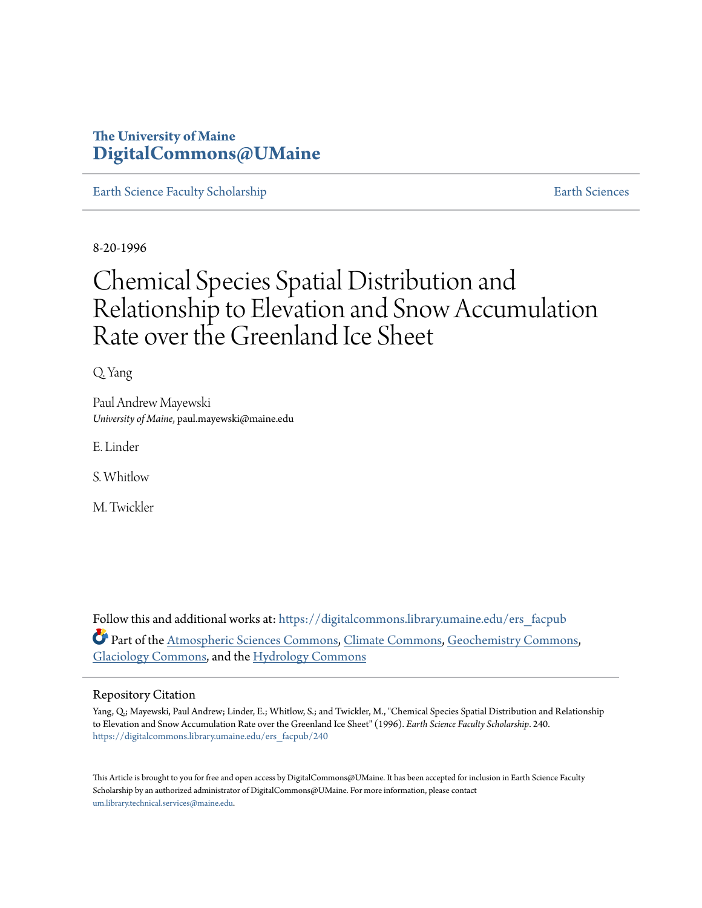The University of Maine
**DigitalCommons@UMaine**

Earth Science Faculty Scholarship | Earth Sciences

8-20-1996

# Chemical Species Spatial Distribution and Relationship to Elevation and Snow Accumulation Rate over the Greenland Ice Sheet

Q. Yang

Paul Andrew Mayewski
*University of Maine*, paul.mayewski@maine.edu

E. Linder

S. Whitlow

M. Twickler

Follow this and additional works at: https://digitalcommons.library.umaine.edu/ers_facpub

Part of the Atmospheric Sciences Commons, Climate Commons, Geochemistry Commons, Glaciology Commons, and the Hydrology Commons

## Repository Citation

Yang, Q.; Mayewski, Paul Andrew; Linder, E.; Whitlow, S.; and Twickler, M., "Chemical Species Spatial Distribution and Relationship to Elevation and Snow Accumulation Rate over the Greenland Ice Sheet" (1996). *Earth Science Faculty Scholarship*. 240.
https://digitalcommons.library.umaine.edu/ers_facpub/240

This Article is brought to you for free and open access by DigitalCommons@UMaine. It has been accepted for inclusion in Earth Science Faculty Scholarship by an authorized administrator of DigitalCommons@UMaine. For more information, please contact um.library.technical.services@maine.edu.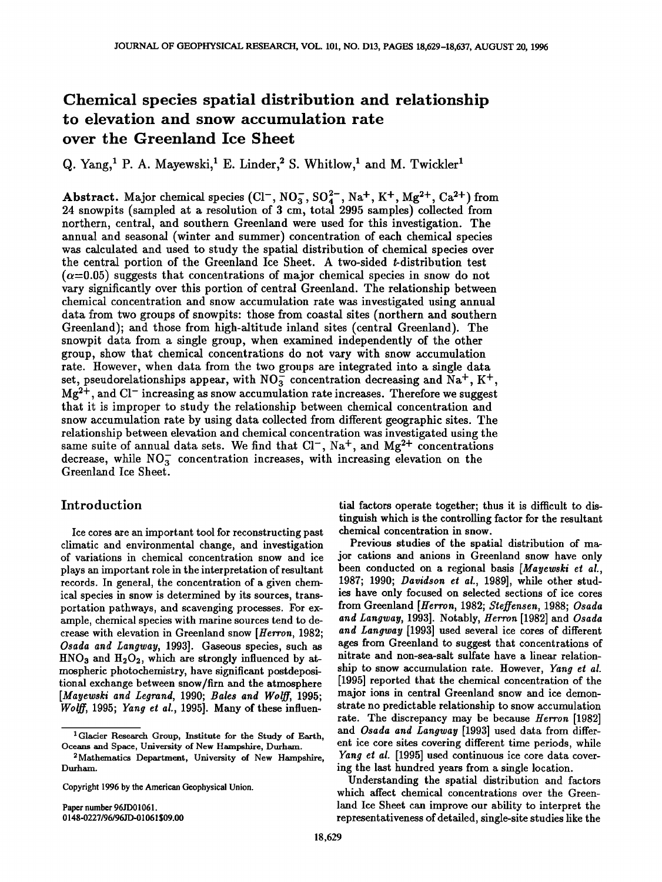# Chemical species spatial distribution and relationship to elevation and snow accumulation rate over the Greenland Ice Sheet

Q. Yang,[1] P. A. Mayewski,[1] E. Linder,[2] S. Whitlow,[1] and M. Twickler[1]

**Abstract.** Major chemical species ($Cl^-$, $NO_3^-$, $SO_4^{2-}$, $Na^+$, $K^+$, $Mg^{2+}$, $Ca^{2+}$) from 24 snowpits (sampled at a resolution of 3 cm, total 2995 samples) collected from northern, central, and southern Greenland were used for this investigation. The annual and seasonal (winter and summer) concentration of each chemical species was calculated and used to study the spatial distribution of chemical species over the central portion of the Greenland Ice Sheet. A two-sided $t$-distribution test ($\alpha$=0.05) suggests that concentrations of major chemical species in snow do not vary significantly over this portion of central Greenland. The relationship between chemical concentration and snow accumulation rate was investigated using annual data from two groups of snowpits: those from coastal sites (northern and southern Greenland); and those from high-altitude inland sites (central Greenland). The snowpit data from a single group, when examined independently of the other group, show that chemical concentrations do not vary with snow accumulation rate. However, when data from the two groups are integrated into a single data set, pseudorelationships appear, with $NO_3^-$ concentration decreasing and $Na^+$, $K^+$, $Mg^{2+}$, and $Cl^-$ increasing as snow accumulation rate increases. Therefore we suggest that it is improper to study the relationship between chemical concentration and snow accumulation rate by using data collected from different geographic sites. The relationship between elevation and chemical concentration was investigated using the same suite of annual data sets. We find that $Cl^-$, $Na^+$, and $Mg^{2+}$ concentrations decrease, while $NO_3^-$ concentration increases, with increasing elevation on the Greenland Ice Sheet.

## Introduction

Ice cores are an important tool for reconstructing past climatic and environmental change, and investigation of variations in chemical concentration snow and ice plays an important role in the interpretation of resultant records. In general, the concentration of a given chemical species in snow is determined by its sources, transportation pathways, and scavenging processes. For example, chemical species with marine sources tend to decrease with elevation in Greenland snow [*Herron*, 1982; *Osada and Langway*, 1993]. Gaseous species, such as $HNO_3$ and $H_2O_2$, which are strongly influenced by atmospheric photochemistry, have significant postdepositional exchange between snow/firn and the atmosphere [*Mayewski and Legrand*, 1990; *Bales and Wolff*, 1995; *Wolff*, 1995; *Yang et al.*, 1995]. Many of these influential factors operate together; thus it is difficult to distinguish which is the controlling factor for the resultant chemical concentration in snow.

Previous studies of the spatial distribution of major cations and anions in Greenland snow have only been conducted on a regional basis [*Mayewski et al.*, 1987; 1990; *Davidson et al.*, 1989], while other studies have only focused on selected sections of ice cores from Greenland [*Herron*, 1982; *Steffensen*, 1988; *Osada and Langway*, 1993]. Notably, *Herron* [1982] and *Osada and Langway* [1993] used several ice cores of different ages from Greenland to suggest that concentrations of nitrate and non-sea-salt sulfate have a linear relationship to snow accumulation rate. However, *Yang et al.* [1995] reported that the chemical concentration of the major ions in central Greenland snow and ice demonstrate no predictable relationship to snow accumulation rate. The discrepancy may be because *Herron* [1982] and *Osada and Langway* [1993] used data from different ice core sites covering different time periods, while *Yang et al.* [1995] used continuous ice core data covering the last hundred years from a single location.

Understanding the spatial distribution and factors which affect chemical concentrations over the Greenland Ice Sheet can improve our ability to interpret the representativeness of detailed, single-site studies like the

[1] Glacier Research Group, Institute for the Study of Earth, Oceans and Space, University of New Hampshire, Durham.

[2] Mathematics Department, University of New Hampshire, Durham.

Copyright 1996 by the American Geophysical Union.

Paper number 96JD01061.
0148-0227/96/96JD-01061$09.00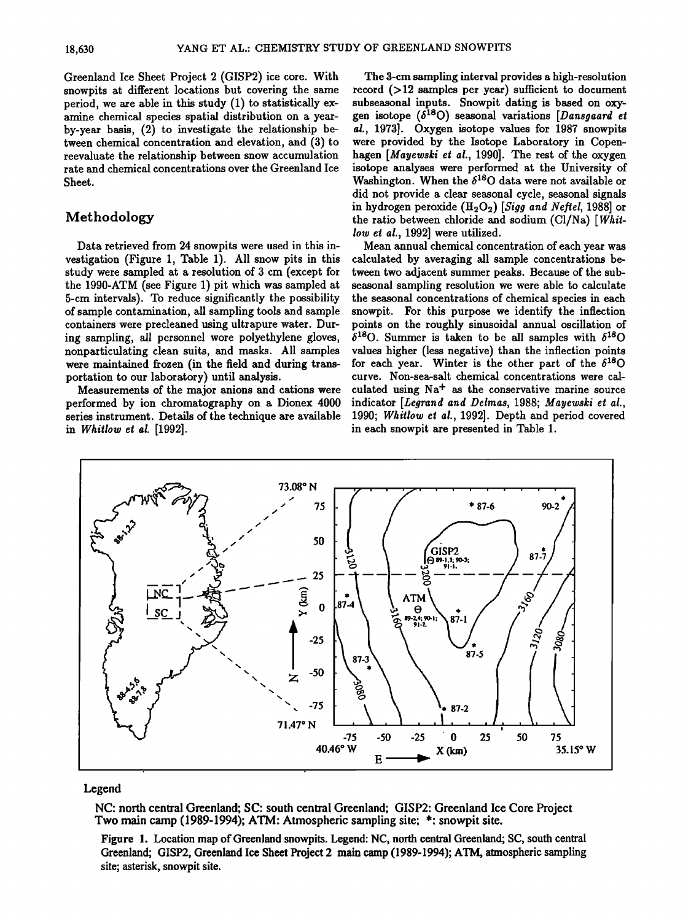Greenland Ice Sheet Project 2 (GISP2) ice core. With snowpits at different locations but covering the same period, we are able in this study (1) to statistically examine chemical species spatial distribution on a year-by-year basis, (2) to investigate the relationship between chemical concentration and elevation, and (3) to reevaluate the relationship between snow accumulation rate and chemical concentrations over the Greenland Ice Sheet.

## Methodology

Data retrieved from 24 snowpits were used in this investigation (Figure 1, Table 1). All snow pits in this study were sampled at a resolution of 3 cm (except for the 1990-ATM (see Figure 1) pit which was sampled at 5-cm intervals). To reduce significantly the possibility of sample contamination, all sampling tools and sample containers were precleaned using ultrapure water. During sampling, all personnel wore polyethylene gloves, nonparticulating clean suits, and masks. All samples were maintained frozen (in the field and during transportation to our laboratory) until analysis.

Measurements of the major anions and cations were performed by ion chromatography on a Dionex 4000 series instrument. Details of the technique are available in *Whitlow et al.* [1992].

The 3-cm sampling interval provides a high-resolution record (>12 samples per year) sufficient to document subseasonal inputs. Snowpit dating is based on oxygen isotope ($\delta^{18}O$) seasonal variations [*Dansgaard et al.*, 1973]. Oxygen isotope values for 1987 snowpits were provided by the Isotope Laboratory in Copenhagen [*Mayewski et al.*, 1990]. The rest of the oxygen isotope analyses were performed at the University of Washington. When the $\delta^{18}O$ data were not available or did not provide a clear seasonal cycle, seasonal signals in hydrogen peroxide ($H_2O_2$) [*Sigg and Neftel*, 1988] or the ratio between chloride and sodium (Cl/Na) [*Whitlow et al.*, 1992] were utilized.

Mean annual chemical concentration of each year was calculated by averaging all sample concentrations between two adjacent summer peaks. Because of the subseasonal sampling resolution we were able to calculate the seasonal concentrations of chemical species in each snowpit. For this purpose we identify the inflection points on the roughly sinusoidal annual oscillation of $\delta^{18}O$. Summer is taken to be all samples with $\delta^{18}O$ values higher (less negative) than the inflection points for each year. Winter is the other part of the $\delta^{18}O$ curve. Non-sea-salt chemical concentrations were calculated using $Na^+$ as the conservative marine source indicator [*Legrand and Delmas*, 1988; *Mayewski et al.*, 1990; *Whitlow et al.*, 1992]. Depth and period covered in each snowpit are presented in Table 1.

Legend

NC: north central Greenland; SC: south central Greenland; GISP2: Greenland Ice Core Project Two main camp (1989-1994); ATM: Atmospheric sampling site; *: snowpit site.

Figure 1. Location map of Greenland snowpits. Legend: NC, north central Greenland; SC, south central Greenland; GISP2, Greenland Ice Sheet Project 2 main camp (1989-1994); ATM, atmospheric sampling site; asterisk, snowpit site.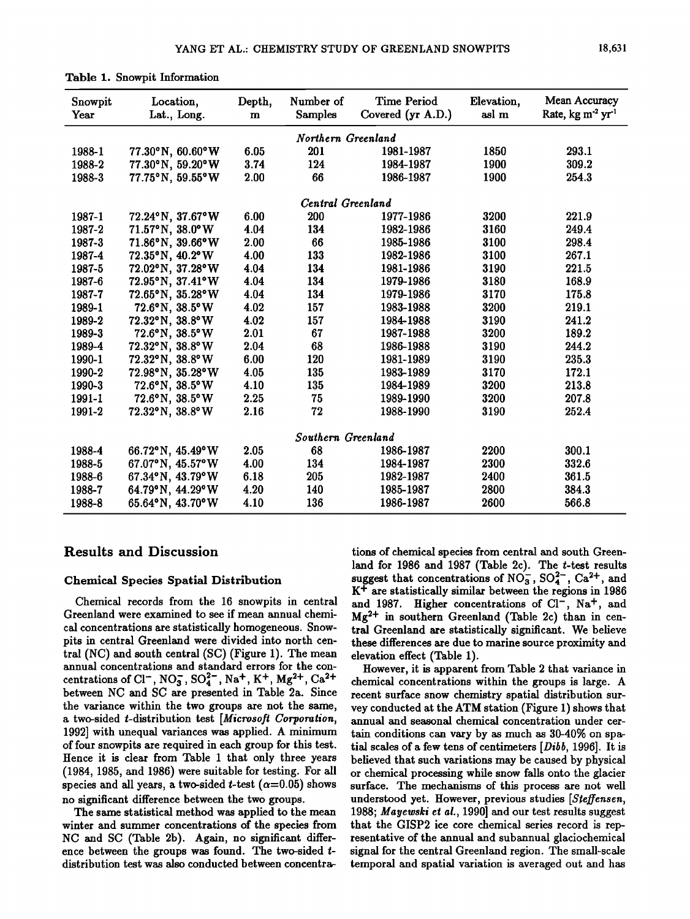**Table 1.** Snowpit Information

| Snowpit Year | Location, Lat., Long. | Depth, m | Number of Samples | Time Period Covered (yr A.D.) | Elevation, asl m | Mean Accuracy Rate, kg $m^{-2}$ $yr^{-1}$ |
|---|---|---|---|---|---|---|
| | | | *Northern Greenland* | | | |
| 1988-1 | 77.30°N, 60.60°W | 6.05 | 201 | 1981-1987 | 1850 | 293.1 |
| 1988-2 | 77.30°N, 59.20°W | 3.74 | 124 | 1984-1987 | 1900 | 309.2 |
| 1988-3 | 77.75°N, 59.55°W | 2.00 | 66 | 1986-1987 | 1900 | 254.3 |
| | | | *Central Greenland* | | | |
| 1987-1 | 72.24°N, 37.67°W | 6.00 | 200 | 1977-1986 | 3200 | 221.9 |
| 1987-2 | 71.57°N, 38.0°W | 4.04 | 134 | 1982-1986 | 3160 | 249.4 |
| 1987-3 | 71.86°N, 39.66°W | 2.00 | 66 | 1985-1986 | 3100 | 298.4 |
| 1987-4 | 72.35°N, 40.2°W | 4.00 | 133 | 1982-1986 | 3100 | 267.1 |
| 1987-5 | 72.02°N, 37.28°W | 4.04 | 134 | 1981-1986 | 3190 | 221.5 |
| 1987-6 | 72.95°N, 37.41°W | 4.04 | 134 | 1979-1986 | 3180 | 168.9 |
| 1987-7 | 72.65°N, 35.28°W | 4.04 | 134 | 1979-1986 | 3170 | 175.8 |
| 1989-1 | 72.6°N, 38.5°W | 4.02 | 157 | 1983-1988 | 3200 | 219.1 |
| 1989-2 | 72.32°N, 38.8°W | 4.02 | 157 | 1984-1988 | 3190 | 241.2 |
| 1989-3 | 72.6°N, 38.5°W | 2.01 | 67 | 1987-1988 | 3200 | 189.2 |
| 1989-4 | 72.32°N, 38.8°W | 2.04 | 68 | 1986-1988 | 3190 | 244.2 |
| 1990-1 | 72.32°N, 38.8°W | 6.00 | 120 | 1981-1989 | 3190 | 235.3 |
| 1990-2 | 72.98°N, 35.28°W | 4.05 | 135 | 1983-1989 | 3170 | 172.1 |
| 1990-3 | 72.6°N, 38.5°W | 4.10 | 135 | 1984-1989 | 3200 | 213.8 |
| 1991-1 | 72.6°N, 38.5°W | 2.25 | 75 | 1989-1990 | 3200 | 207.8 |
| 1991-2 | 72.32°N, 38.8°W | 2.16 | 72 | 1988-1990 | 3190 | 252.4 |
| | | | *Southern Greenland* | | | |
| 1988-4 | 66.72°N, 45.49°W | 2.05 | 68 | 1986-1987 | 2200 | 300.1 |
| 1988-5 | 67.07°N, 45.57°W | 4.00 | 134 | 1984-1987 | 2300 | 332.6 |
| 1988-6 | 67.34°N, 43.79°W | 6.18 | 205 | 1982-1987 | 2400 | 361.5 |
| 1988-7 | 64.79°N, 44.29°W | 4.20 | 140 | 1985-1987 | 2800 | 384.3 |
| 1988-8 | 65.64°N, 43.70°W | 4.10 | 136 | 1986-1987 | 2600 | 566.8 |

## Results and Discussion

### Chemical Species Spatial Distribution

Chemical records from the 16 snowpits in central Greenland were examined to see if mean annual chemical concentrations are statistically homogeneous. Snowpits in central Greenland were divided into north central (NC) and south central (SC) (Figure 1). The mean annual concentrations and standard errors for the concentrations of $Cl^-$, $NO_3^-$, $SO_4^{2-}$, $Na^+$, $K^+$, $Mg^{2+}$, $Ca^{2+}$ between NC and SC are presented in Table 2a. Since the variance within the two groups are not the same, a two-sided *t*-distribution test [*Microsoft Corporation*, 1992] with unequal variances was applied. A minimum of four snowpits are required in each group for this test. Hence it is clear from Table 1 that only three years (1984, 1985, and 1986) were suitable for testing. For all species and all years, a two-sided *t*-test ($\alpha$=0.05) shows no significant difference between the two groups.

The same statistical method was applied to the mean winter and summer concentrations of the species from NC and SC (Table 2b). Again, no significant difference between the groups was found. The two-sided *t*-distribution test was also conducted between concentrations of chemical species from central and south Greenland for 1986 and 1987 (Table 2c). The *t*-test results suggest that concentrations of $NO_3^-$, $SO_4^{2-}$, $Ca^{2+}$, and $K^+$ are statistically similar between the regions in 1986 and 1987. Higher concentrations of $Cl^-$, $Na^+$, and $Mg^{2+}$ in southern Greenland (Table 2c) than in central Greenland are statistically significant. We believe these differences are due to marine source proximity and elevation effect (Table 1).

However, it is apparent from Table 2 that variance in chemical concentrations within the groups is large. A recent surface snow chemistry spatial distribution survey conducted at the ATM station (Figure 1) shows that annual and seasonal chemical concentration under certain conditions can vary by as much as 30-40% on spatial scales of a few tens of centimeters [*Dibb*, 1996]. It is believed that such variations may be caused by physical or chemical processing while snow falls onto the glacier surface. The mechanisms of this process are not well understood yet. However, previous studies [*Steffensen*, 1988; *Mayewski et al.*, 1990] and our test results suggest that the GISP2 ice core chemical series record is representative of the annual and subannual glaciochemical signal for the central Greenland region. The small-scale temporal and spatial variation is averaged out and has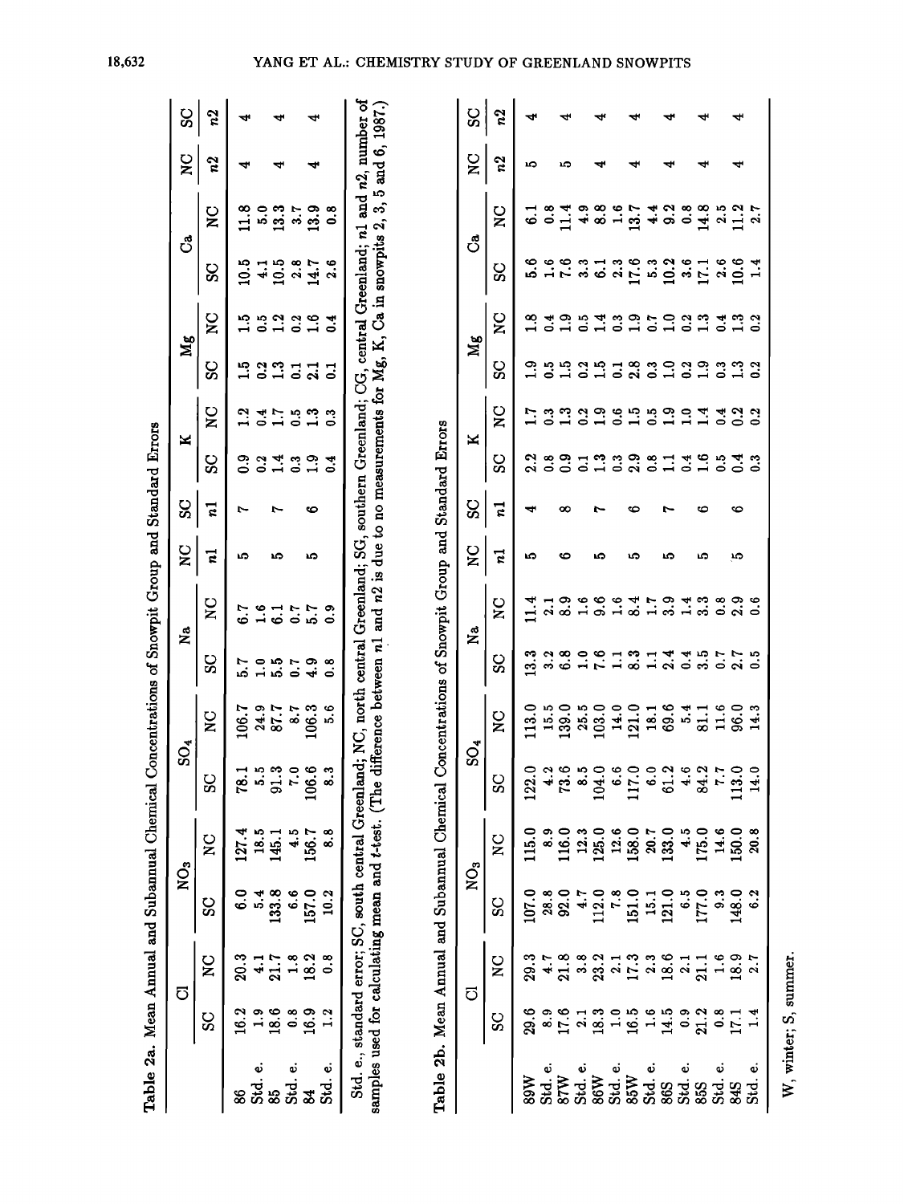**Table 2a.** Mean Annual and Subannual Chemical Concentrations of Snowpit Group and Standard Errors

| | Cl | | $NO_3$ | | $SO_4$ | | Na | | NC | SC | K | | Mg | | Ca | | NC | SC |
|---|---|---|---|---|---|---|---|---|---|---|---|---|---|---|---|---|---|---|
| | SC | NC | SC | NC | SC | NC | SC | NC | n1 | n1 | SC | NC | SC | NC | SC | NC | n2 | n2 |
| 86 | 16.2 | 20.3 | 6.0 | 127.4 | 78.1 | 106.7 | 5.7 | 6.7 | 5 | 7 | 0.9 | 1.2 | 1.5 | 1.5 | 10.5 | 11.8 | 4 | 4 |
| Std. e. | 1.9 | 4.1 | 5.4 | 18.5 | 5.5 | 24.9 | 1.0 | 1.6 | | | 0.2 | 0.4 | 0.2 | 0.5 | 4.1 | 5.0 | | |
| 85 | 18.6 | 21.7 | 133.8 | 145.1 | 91.3 | 87.7 | 5.5 | 6.1 | 5 | 7 | 1.4 | 1.7 | 1.3 | 1.2 | 10.5 | 13.3 | 4 | 4 |
| Std. e. | 0.8 | 1.8 | 6.6 | 4.5 | 7.0 | 8.7 | 0.7 | 0.7 | | | 0.3 | 0.5 | 0.1 | 0.2 | 2.8 | 3.7 | | |
| 84 | 16.9 | 18.2 | 157.0 | 156.7 | 106.6 | 106.3 | 4.9 | 5.7 | 5 | 6 | 1.9 | 1.3 | 2.1 | 1.6 | 14.7 | 13.9 | 4 | 4 |
| Std. e. | 1.2 | 0.8 | 10.2 | 8.8 | 8.3 | 5.6 | 0.8 | 0.9 | | | 0.4 | 0.3 | 0.1 | 0.4 | 2.6 | 0.8 | | |

Std. e., standard error; SC, south central Greenland; NC, north central Greenland; SG, southern Greenland; CG, central Greenland; n1 and n2, number of samples used for calculating mean and t-test. (The difference between n1 and n2 is due to no measurements for Mg, K, Ca in snowpits 2, 3, 5 and 6, 1987.)

**Table 2b.** Mean Annual and Subannual Chemical Concentrations of Snowpit Group and Standard Errors

| | Cl | | $NO_3$ | | $SO_4$ | | Na | | NC | SC | K | | Mg | | Ca | | NC | SC |
|---|---|---|---|---|---|---|---|---|---|---|---|---|---|---|---|---|---|---|
| | SC | NC | SC | NC | SC | NC | SC | NC | n1 | n1 | SC | NC | SC | NC | SC | NC | n2 | n2 |
| 89W | 29.6 | 29.3 | 107.0 | 115.0 | 122.0 | 113.0 | 13.3 | 11.4 | 5 | 4 | 2.2 | 1.7 | 1.9 | 1.8 | 5.6 | 6.1 | 5 | 4 |
| Std. e. | 8.9 | 4.7 | 28.8 | 8.9 | 4.2 | 15.5 | 3.2 | 2.1 | | | 0.8 | 0.3 | 0.5 | 0.4 | 1.6 | 0.8 | | |
| 87W | 17.6 | 21.8 | 92.0 | 116.0 | 73.6 | 139.0 | 6.8 | 8.9 | 6 | 8 | 0.9 | 1.3 | 1.5 | 1.9 | 7.6 | 11.4 | 5 | 4 |
| Std. e. | 2.1 | 3.8 | 4.7 | 12.3 | 8.5 | 25.5 | 1.0 | 1.6 | | | 0.1 | 0.2 | 0.2 | 0.5 | 3.3 | 4.9 | | |
| 86W | 18.3 | 23.2 | 112.0 | 125.0 | 104.0 | 103.0 | 7.6 | 9.6 | 5 | 7 | 1.3 | 1.9 | 1.5 | 1.4 | 6.1 | 8.8 | 4 | 4 |
| Std. e. | 1.0 | 2.1 | 7.8 | 12.6 | 6.6 | 14.0 | 1.1 | 1.6 | | | 0.3 | 0.6 | 0.1 | 0.3 | 2.3 | 1.6 | | |
| 85W | 16.5 | 17.3 | 151.0 | 158.0 | 117.0 | 121.0 | 8.3 | 8.4 | 5 | 6 | 2.9 | 1.5 | 2.8 | 1.9 | 17.6 | 13.7 | 4 | 4 |
| Std. e. | 1.6 | 2.3 | 15.1 | 20.7 | 6.0 | 18.1 | 1.1 | 1.7 | | | 0.8 | 0.5 | 0.3 | 0.7 | 5.3 | 4.4 | | |
| 86S | 14.5 | 18.6 | 121.0 | 133.0 | 61.2 | 69.6 | 2.4 | 3.9 | 5 | 7 | 1.1 | 1.9 | 1.0 | 1.0 | 10.2 | 9.2 | 4 | 4 |
| Std. e. | 0.9 | 2.1 | 6.5 | 4.5 | 4.6 | 5.4 | 0.4 | 1.4 | | | 0.4 | 1.0 | 0.2 | 0.2 | 3.6 | 0.8 | | |
| 85S | 21.2 | 21.1 | 177.0 | 175.0 | 84.2 | 81.1 | 3.5 | 3.3 | 5 | 6 | 1.6 | 1.4 | 1.9 | 1.3 | 17.1 | 14.8 | 4 | 4 |
| Std. e. | 0.8 | 1.6 | 9.3 | 14.6 | 7.7 | 11.6 | 0.7 | 0.8 | | | 0.5 | 0.4 | 0.3 | 0.4 | 2.6 | 2.5 | | |
| 84S | 17.1 | 18.9 | 148.0 | 150.0 | 113.0 | 96.0 | 2.7 | 2.9 | 5 | 6 | 0.4 | 0.2 | 1.3 | 1.3 | 10.6 | 11.2 | 4 | 4 |
| Std. e. | 1.4 | 2.7 | 6.2 | 20.8 | 14.0 | 14.3 | 0.5 | 0.6 | | | 0.3 | 0.2 | 0.2 | 0.2 | 1.4 | 2.7 | | |

W, winter; S, summer.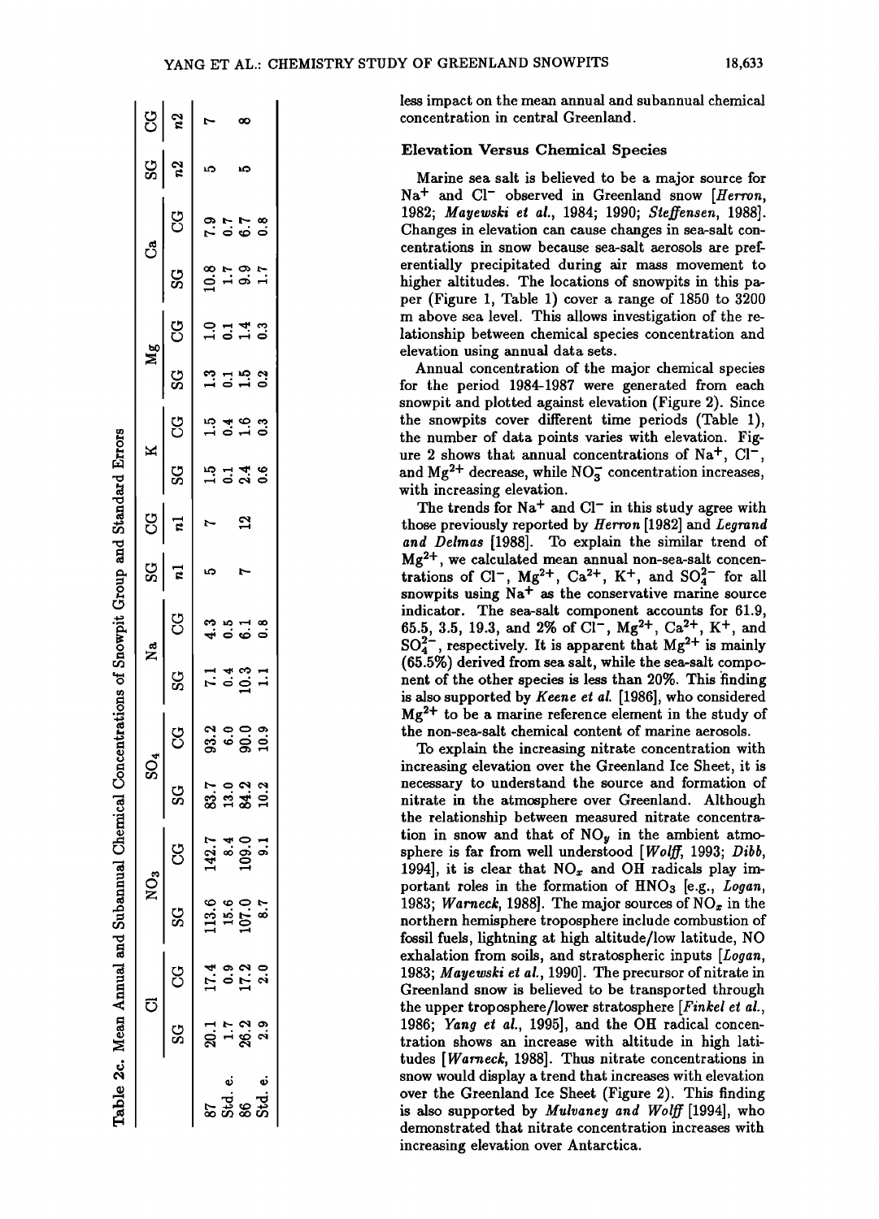Table 2c. Mean Annual and Subannual Chemical Concentrations of Snowpit Group and Standard Errors

| | Cl | | NO3 | | SO4 | | Na | | SG | CG | K | | Mg | | Ca | | SG | CG |
|---|---|---|---|---|---|---|---|---|---|---|---|---|---|---|---|---|---|---|
| | SG | CG | SG | CG | SG | CG | SG | CG | n1 | n1 | SG | CG | SG | CG | SG | CG | n2 | n2 |
| 87 | 20.1 | 17.4 | 113.6 | 142.7 | 83.7 | 93.2 | 7.1 | 4.3 | 5 | 7 | 1.5 | 1.5 | 1.3 | 1.0 | 10.8 | 7.9 | 5 | 7 |
| Std. e. | 1.7 | 0.9 | 15.6 | 8.4 | 13.0 | 6.0 | 0.4 | 0.5 | | | 0.1 | 0.4 | 0.1 | 0.1 | 1.7 | 0.7 | | |
| 86 | 26.2 | 17.2 | 107.0 | 109.0 | 84.2 | 90.0 | 10.3 | 6.1 | 7 | 12 | 2.4 | 1.6 | 1.5 | 1.4 | 9.9 | 6.7 | 5 | 8 |
| Std. e. | 2.9 | 2.0 | 8.7 | 9.1 | 10.2 | 10.9 | 1.1 | 0.8 | | | 0.6 | 0.3 | 0.2 | 0.3 | 1.7 | 0.8 | | |

less impact on the mean annual and subannual chemical concentration in central Greenland.

### Elevation Versus Chemical Species

Marine sea salt is believed to be a major source for $Na^+$ and $Cl^-$ observed in Greenland snow [*Herron*, 1982; *Mayewski et al.*, 1984; 1990; *Steffensen*, 1988]. Changes in elevation can cause changes in sea-salt concentrations in snow because sea-salt aerosols are preferentially precipitated during air mass movement to higher altitudes. The locations of snowpits in this paper (Figure 1, Table 1) cover a range of 1850 to 3200 m above sea level. This allows investigation of the relationship between chemical species concentration and elevation using annual data sets.

Annual concentration of the major chemical species for the period 1984-1987 were generated from each snowpit and plotted against elevation (Figure 2). Since the snowpits cover different time periods (Table 1), the number of data points varies with elevation. Figure 2 shows that annual concentrations of $Na^+$, $Cl^-$, and $Mg^{2+}$ decrease, while $NO_3^-$ concentration increases, with increasing elevation.

The trends for $Na^+$ and $Cl^-$ in this study agree with those previously reported by *Herron* [1982] and *Legrand and Delmas* [1988]. To explain the similar trend of $Mg^{2+}$, we calculated mean annual non-sea-salt concentrations of $Cl^-$, $Mg^{2+}$, $Ca^{2+}$, $K^+$, and $SO_4^{2-}$ for all snowpits using $Na^+$ as the conservative marine source indicator. The sea-salt component accounts for 61.9, 65.5, 3.5, 19.3, and 2% of $Cl^-$, $Mg^{2+}$, $Ca^{2+}$, $K^+$, and $SO_4^{2-}$, respectively. It is apparent that $Mg^{2+}$ is mainly (65.5%) derived from sea salt, while the sea-salt component of the other species is less than 20%. This finding is also supported by *Keene et al.* [1986], who considered $Mg^{2+}$ to be a marine reference element in the study of the non-sea-salt chemical content of marine aerosols.

To explain the increasing nitrate concentration with increasing elevation over the Greenland Ice Sheet, it is necessary to understand the source and formation of nitrate in the atmosphere over Greenland. Although the relationship between measured nitrate concentration in snow and that of $NO_y$ in the ambient atmosphere is far from well understood [*Wolff*, 1993; *Dibb*, 1994], it is clear that $NO_x$ and OH radicals play important roles in the formation of $HNO_3$ [e.g., *Logan*, 1983; *Warneck*, 1988]. The major sources of $NO_x$ in the northern hemisphere troposphere include combustion of fossil fuels, lightning at high altitude/low latitude, NO exhalation from soils, and stratospheric inputs [*Logan*, 1983; *Mayewski et al.*, 1990]. The precursor of nitrate in Greenland snow is believed to be transported through the upper troposphere/lower stratosphere [*Finkel et al.*, 1986; *Yang et al.*, 1995], and the OH radical concentration shows an increase with altitude in high latitudes [*Warneck*, 1988]. Thus nitrate concentrations in snow would display a trend that increases with elevation over the Greenland Ice Sheet (Figure 2). This finding is also supported by *Mulvaney and Wolff* [1994], who demonstrated that nitrate concentration increases with increasing elevation over Antarctica.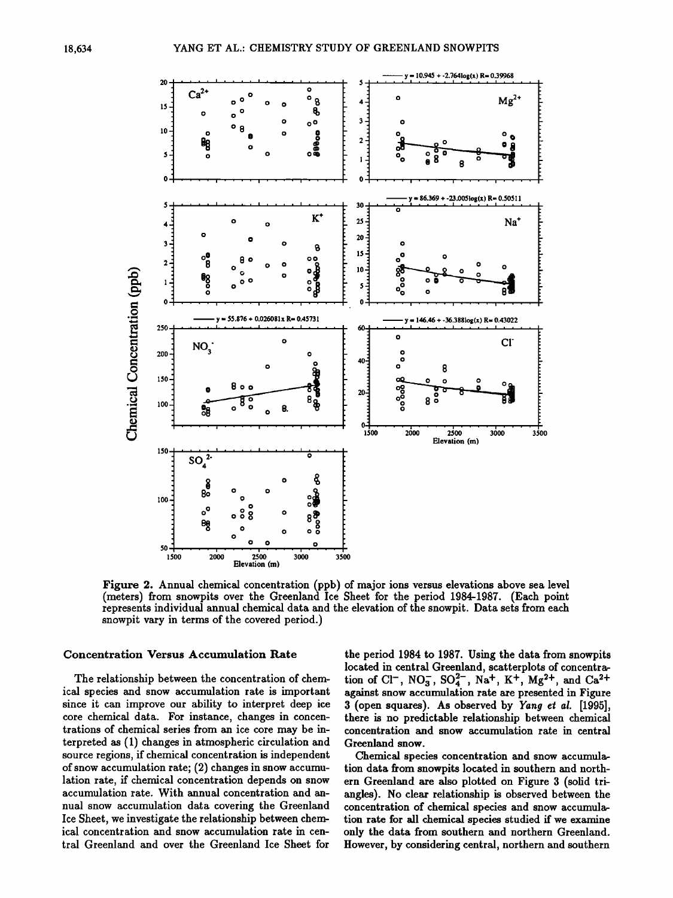Figure 2. Annual chemical concentration (ppb) of major ions versus elevations above sea level (meters) from snowpits over the Greenland Ice Sheet for the period 1984-1987. (Each point represents individual annual chemical data and the elevation of the snowpit. Data sets from each snowpit vary in terms of the covered period.)

## Concentration Versus Accumulation Rate

The relationship between the concentration of chemical species and snow accumulation rate is important since it can improve our ability to interpret deep ice core chemical data. For instance, changes in concentrations of chemical series from an ice core may be interpreted as (1) changes in atmospheric circulation and source regions, if chemical concentration is independent of snow accumulation rate; (2) changes in snow accumulation rate, if chemical concentration depends on snow accumulation rate. With annual concentration and annual snow accumulation data covering the Greenland Ice Sheet, we investigate the relationship between chemical concentration and snow accumulation rate in central Greenland and over the Greenland Ice Sheet for the period 1984 to 1987. Using the data from snowpits located in central Greenland, scatterplots of concentration of $Cl^-$, $NO_3^-$, $SO_4^{2-}$, $Na^+$, $K^+$, $Mg^{2+}$, and $Ca^{2+}$ against snow accumulation rate are presented in Figure 3 (open squares). As observed by *Yang et al.* [1995], there is no predictable relationship between chemical concentration and snow accumulation rate in central Greenland snow.

Chemical species concentration and snow accumulation data from snowpits located in southern and northern Greenland are also plotted on Figure 3 (solid triangles). No clear relationship is observed between the concentration of chemical species and snow accumulation rate for all chemical species studied if we examine only the data from southern and northern Greenland. However, by considering central, northern and southern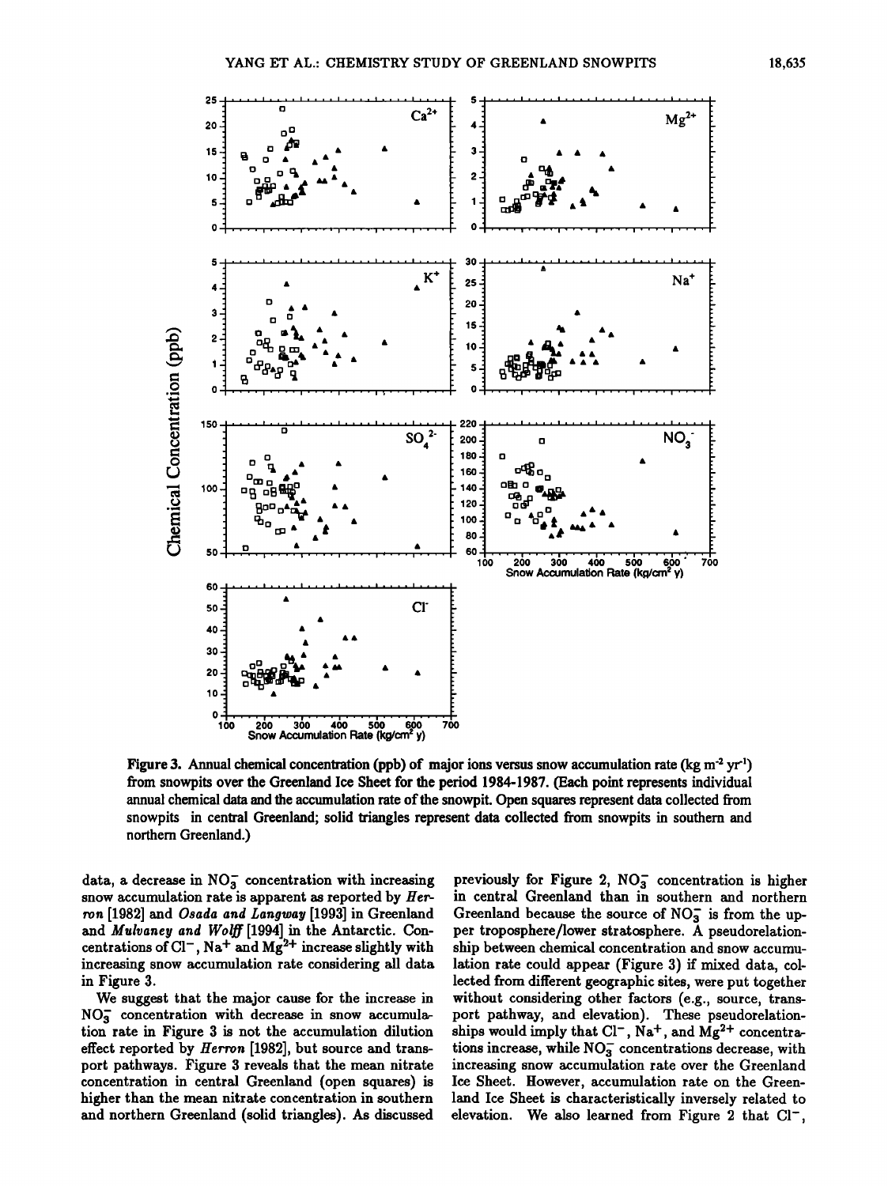**Figure 3.** Annual chemical concentration (ppb) of major ions versus snow accumulation rate (kg m$^{-2}$ yr$^{-1}$) from snowpits over the Greenland Ice Sheet for the period 1984-1987. (Each point represents individual annual chemical data and the accumulation rate of the snowpit. Open squares represent data collected from snowpits in central Greenland; solid triangles represent data collected from snowpits in southern and northern Greenland.)

data, a decrease in $NO_3^-$ concentration with increasing snow accumulation rate is apparent as reported by *Herron* [1982] and *Osada and Langway* [1993] in Greenland and *Mulvaney and Wolff* [1994] in the Antarctic. Concentrations of $Cl^-$, $Na^+$ and $Mg^{2+}$ increase slightly with increasing snow accumulation rate considering all data in Figure 3.

We suggest that the major cause for the increase in $NO_3^-$ concentration with decrease in snow accumulation rate in Figure 3 is not the accumulation dilution effect reported by *Herron* [1982], but source and transport pathways. Figure 3 reveals that the mean nitrate concentration in central Greenland (open squares) is higher than the mean nitrate concentration in southern and northern Greenland (solid triangles). As discussed previously for Figure 2, $NO_3^-$ concentration is higher in central Greenland than in southern and northern Greenland because the source of $NO_3^-$ is from the upper troposphere/lower stratosphere. A pseudorelationship between chemical concentration and snow accumulation rate could appear (Figure 3) if mixed data, collected from different geographic sites, were put together without considering other factors (e.g., source, transport pathway, and elevation). These pseudorelationships would imply that $Cl^-$, $Na^+$, and $Mg^{2+}$ concentrations increase, while $NO_3^-$ concentrations decrease, with increasing snow accumulation rate over the Greenland Ice Sheet. However, accumulation rate on the Greenland Ice Sheet is characteristically inversely related to elevation. We also learned from Figure 2 that $Cl^-$,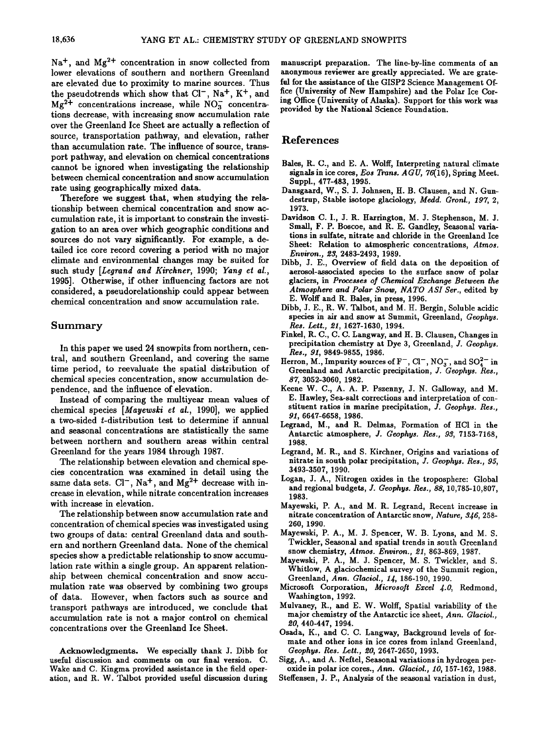$Na^+$, and $Mg^{2+}$ concentration in snow collected from lower elevations of southern and northern Greenland are elevated due to proximity to marine sources. Thus the pseudotrends which show that $Cl^-$, $Na^+$, $K^+$, and $Mg^{2+}$ concentrations increase, while $NO_3^-$ concentrations decrease, with increasing snow accumulation rate over the Greenland Ice Sheet are actually a reflection of source, transportation pathway, and elevation, rather than accumulation rate. The influence of source, transport pathway, and elevation on chemical concentrations cannot be ignored when investigating the relationship between chemical concentration and snow accumulation rate using geographically mixed data.

Therefore we suggest that, when studying the relationship between chemical concentration and snow accumulation rate, it is important to constrain the investigation to an area over which geographic conditions and sources do not vary significantly. For example, a detailed ice core record covering a period with no major climate and environmental changes may be suited for such study [*Legrand and Kirchner*, 1990; *Yang et al.*, 1995]. Otherwise, if other influencing factors are not considered, a pseudorelationship could appear between chemical concentration and snow accumulation rate.

## Summary

In this paper we used 24 snowpits from northern, central, and southern Greenland, and covering the same time period, to reevaluate the spatial distribution of chemical species concentration, snow accumulation dependence, and the influence of elevation.

Instead of comparing the multiyear mean values of chemical species [*Mayewski et al.*, 1990], we applied a two-sided $t$-distribution test to determine if annual and seasonal concentrations are statistically the same between northern and southern areas within central Greenland for the years 1984 through 1987.

The relationship between elevation and chemical species concentration was examined in detail using the same data sets. $Cl^-$, $Na^+$, and $Mg^{2+}$ decrease with increase in elevation, while nitrate concentration increases with increase in elevation.

The relationship between snow accumulation rate and concentration of chemical species was investigated using two groups of data: central Greenland data and southern and northern Greenland data. None of the chemical species show a predictable relationship to snow accumulation rate within a single group. An apparent relationship between chemical concentration and snow accumulation rate was observed by combining two groups of data. However, when factors such as source and transport pathways are introduced, we conclude that accumulation rate is not a major control on chemical concentrations over the Greenland Ice Sheet.

**Acknowledgments.** We especially thank J. Dibb for useful discussion and comments on our final version. C. Wake and C. Kingma provided assistance in the field operation, and R. W. Talbot provided useful discussion during manuscript preparation. The line-by-line comments of an anonymous reviewer are greatly appreciated. We are grateful for the assistance of the GISP2 Science Management Office (University of New Hampshire) and the Polar Ice Coring Office (University of Alaska). Support for this work was provided by the National Science Foundation.

## References

Bales, R. C., and E. A. Wolff, Interpreting natural climate signals in ice cores, *Eos Trans. AGU*, *76*(16), Spring Meet. Suppl., 477-483, 1995.

Dansgaard, W., S. J. Johnsen, H. B. Clausen, and N. Gundestrup, Stable isotope glaciology, *Medd. Gronl.*, *197*, 2, 1973.

Davidson C. I., J. R. Harrington, M. J. Stephenson, M. J. Small, F. P. Boscoe, and R. E. Gandley, Seasonal variations in sulfate, nitrate and chloride in the Greenland Ice Sheet: Relation to atmospheric concentrations, *Atmos. Environ.*, *23*, 2483-2493, 1989.

Dibb, J. E., Overview of field data on the deposition of aerosol-associated species to the surface snow of polar glaciers, in *Processes of Chemical Exchange Between the Atmosphere and Polar Snow, NATO ASI Ser.*, edited by E. Wolff and R. Bales, in press, 1996.

Dibb, J. E., R. W. Talbot, and M. H. Bergin, Soluble acidic species in air and snow at Summit, Greenland, *Geophys. Res. Lett.*, *21*, 1627-1630, 1994.

Finkel, R. C., C. C. Langway, and H. B. Clausen, Changes in precipitation chemistry at Dye 3, Greenland, *J. Geophys. Res.*, *91*, 9849-9855, 1986.

Herron, M., Impurity sources of $F^-$, $Cl^-$, $NO_3^-$, and $SO_4^{2-}$ in Greenland and Antarctic precipitation, *J. Geophys. Res.*, *87*, 3052-3060, 1982.

Keene W. C., A. A. P. Pszenny, J. N. Galloway, and M. E. Hawley, Sea-salt corrections and interpretation of constituent ratios in marine precipitation, *J. Geophys. Res.*, *91*, 6647-6658, 1986.

Legrand, M., and R. Delmas, Formation of HCl in the Antarctic atmosphere, *J. Geophys. Res.*, *93*, 7153-7168, 1988.

Legrand, M. R., and S. Kirchner, Origins and variations of nitrate in south polar precipitation, *J. Geophys. Res.*, *95*, 3493-3507, 1990.

Logan, J. A., Nitrogen oxides in the troposphere: Global and regional budgets, *J. Geophys. Res.*, *88*, 10,785-10,807, 1983.

Mayewski, P. A., and M. R. Legrand, Recent increase in nitrate concentration of Antarctic snow, *Nature*, *346*, 258-260, 1990.

Mayewski, P. A., M. J. Spencer, W. B. Lyons, and M. S. Twickler, Seasonal and spatial trends in south Greenland snow chemistry, *Atmos. Environ.*, *21*, 863-869, 1987.

Mayewski, P. A., M. J. Spencer, M. S. Twickler, and S. Whitlow, A glaciochemical survey of the Summit region, Greenland, *Ann. Glaciol.*, *14*, 186-190, 1990.

Microsoft Corporation, *Microsoft Excel 4.0*, Redmond, Washington, 1992.

Mulvaney, R., and E. W. Wolff, Spatial variability of the major chemistry of the Antarctic ice sheet, *Ann. Glaciol.*, *20*, 440-447, 1994.

Osada, K., and C. C. Langway, Background levels of formate and other ions in ice cores from inland Greenland, *Geophys. Res. Lett.*, *20*, 2647-2650, 1993.

Sigg, A., and A. Neftel, Seasonal variations in hydrogen peroxide in polar ice cores, *Ann. Glaciol.*, *10*, 157-162, 1988.

Steffensen, J. P., Analysis of the seasonal variation in dust,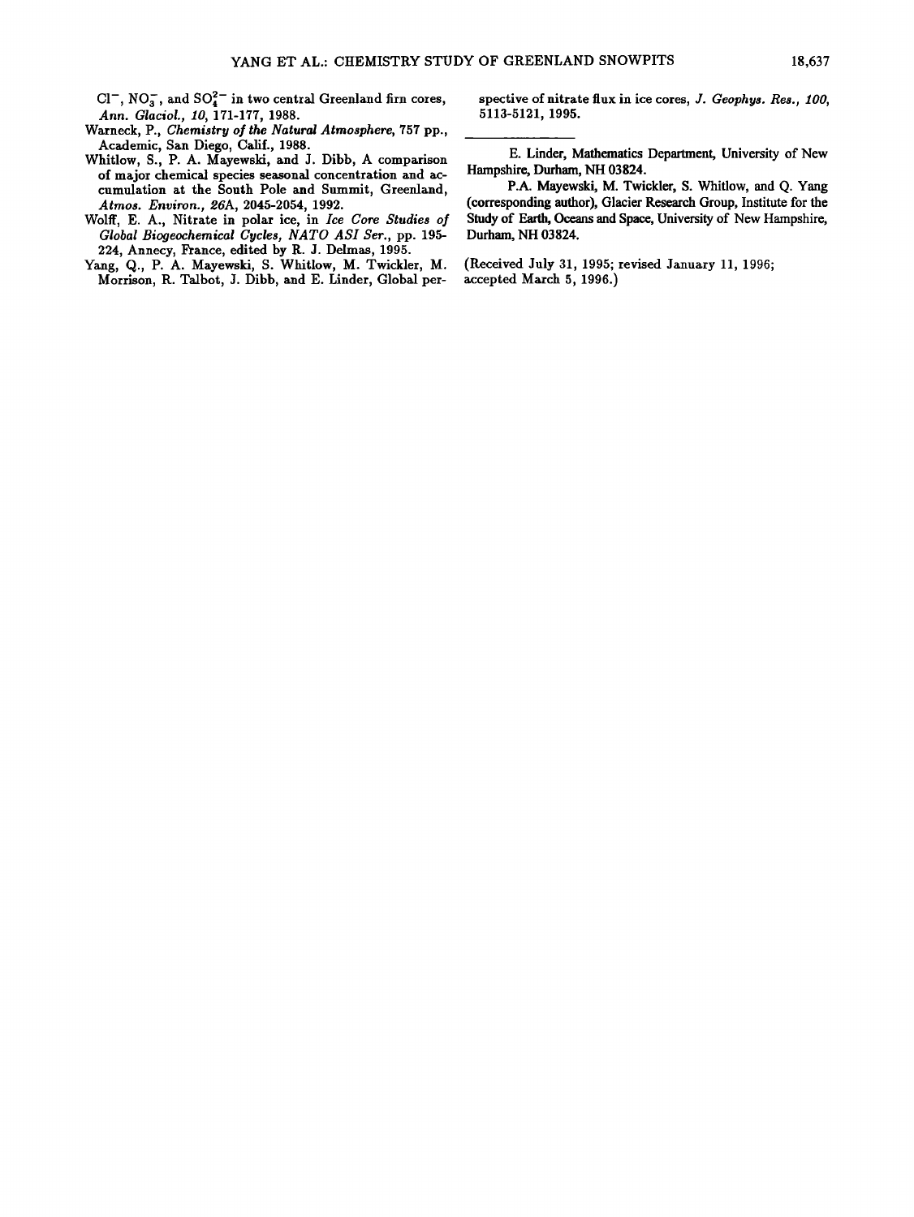$Cl^-$, $NO_3^-$, and $SO_4^{2-}$ in two central Greenland firn cores, *Ann. Glaciol., 10*, 171-177, 1988.

Warneck, P., *Chemistry of the Natural Atmosphere*, 757 pp., Academic, San Diego, Calif., 1988.

Whitlow, S., P. A. Mayewski, and J. Dibb, A comparison of major chemical species seasonal concentration and accumulation at the South Pole and Summit, Greenland, *Atmos. Environ., 26A*, 2045-2054, 1992.

Wolff, E. A., Nitrate in polar ice, in *Ice Core Studies of Global Biogeochemical Cycles, NATO ASI Ser.*, pp. 195-224, Annecy, France, edited by R. J. Delmas, 1995.

Yang, Q., P. A. Mayewski, S. Whitlow, M. Twickler, M. Morrison, R. Talbot, J. Dibb, and E. Linder, Global perspective of nitrate flux in ice cores, *J. Geophys. Res., 100*, 5113-5121, 1995.

---

E. Linder, Mathematics Department, University of New Hampshire, Durham, NH 03824.

P.A. Mayewski, M. Twickler, S. Whitlow, and Q. Yang (corresponding author), Glacier Research Group, Institute for the Study of Earth, Oceans and Space, University of New Hampshire, Durham, NH 03824.

(Received July 31, 1995; revised January 11, 1996; accepted March 5, 1996.)